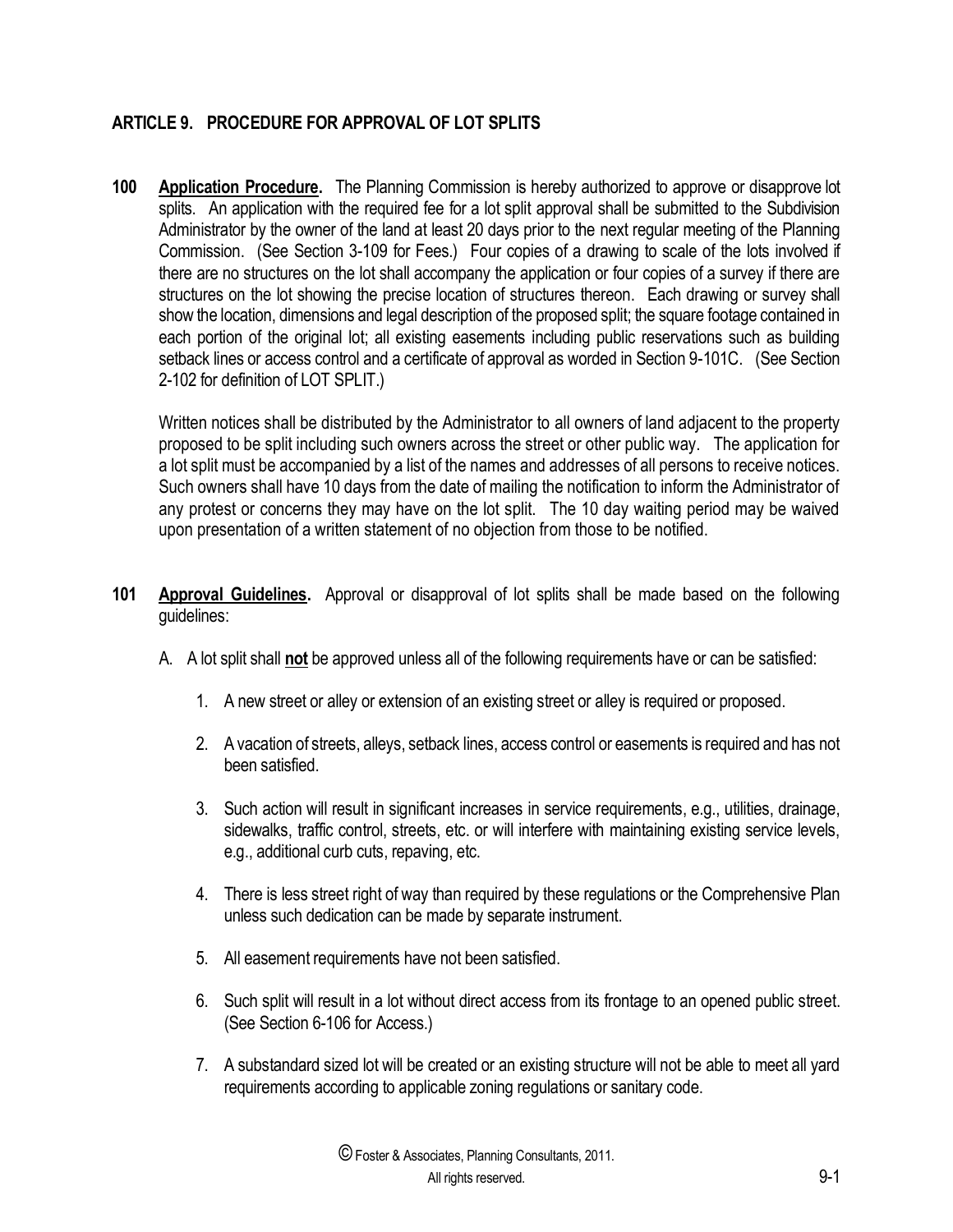## ARTICLE 9. PROCEDURE FOR APPROVAL OF LOT SPLITS

**100** **<u>Application Procedure</u>.** The Planning Commission is hereby authorized to approve or disapprove lot splits. An application with the required fee for a lot split approval shall be submitted to the Subdivision Administrator by the owner of the land at least 20 days prior to the next regular meeting of the Planning Commission. (See Section 3-109 for Fees.) Four copies of a drawing to scale of the lots involved if there are no structures on the lot shall accompany the application or four copies of a survey if there are structures on the lot showing the precise location of structures thereon. Each drawing or survey shall show the location, dimensions and legal description of the proposed split; the square footage contained in each portion of the original lot; all existing easements including public reservations such as building setback lines or access control and a certificate of approval as worded in Section 9-101C. (See Section 2-102 for definition of LOT SPLIT.)

Written notices shall be distributed by the Administrator to all owners of land adjacent to the property proposed to be split including such owners across the street or other public way. The application for a lot split must be accompanied by a list of the names and addresses of all persons to receive notices. Such owners shall have 10 days from the date of mailing the notification to inform the Administrator of any protest or concerns they may have on the lot split. The 10 day waiting period may be waived upon presentation of a written statement of no objection from those to be notified.

**101** **<u>Approval Guidelines</u>.** Approval or disapproval of lot splits shall be made based on the following guidelines:

A. A lot split shall **<u>not</u>** be approved unless all of the following requirements have or can be satisfied:

1. A new street or alley or extension of an existing street or alley is required or proposed.
2. A vacation of streets, alleys, setback lines, access control or easements is required and has not been satisfied.
3. Such action will result in significant increases in service requirements, e.g., utilities, drainage, sidewalks, traffic control, streets, etc. or will interfere with maintaining existing service levels, e.g., additional curb cuts, repaving, etc.
4. There is less street right of way than required by these regulations or the Comprehensive Plan unless such dedication can be made by separate instrument.
5. All easement requirements have not been satisfied.
6. Such split will result in a lot without direct access from its frontage to an opened public street. (See Section 6-106 for Access.)
7. A substandard sized lot will be created or an existing structure will not be able to meet all yard requirements according to applicable zoning regulations or sanitary code.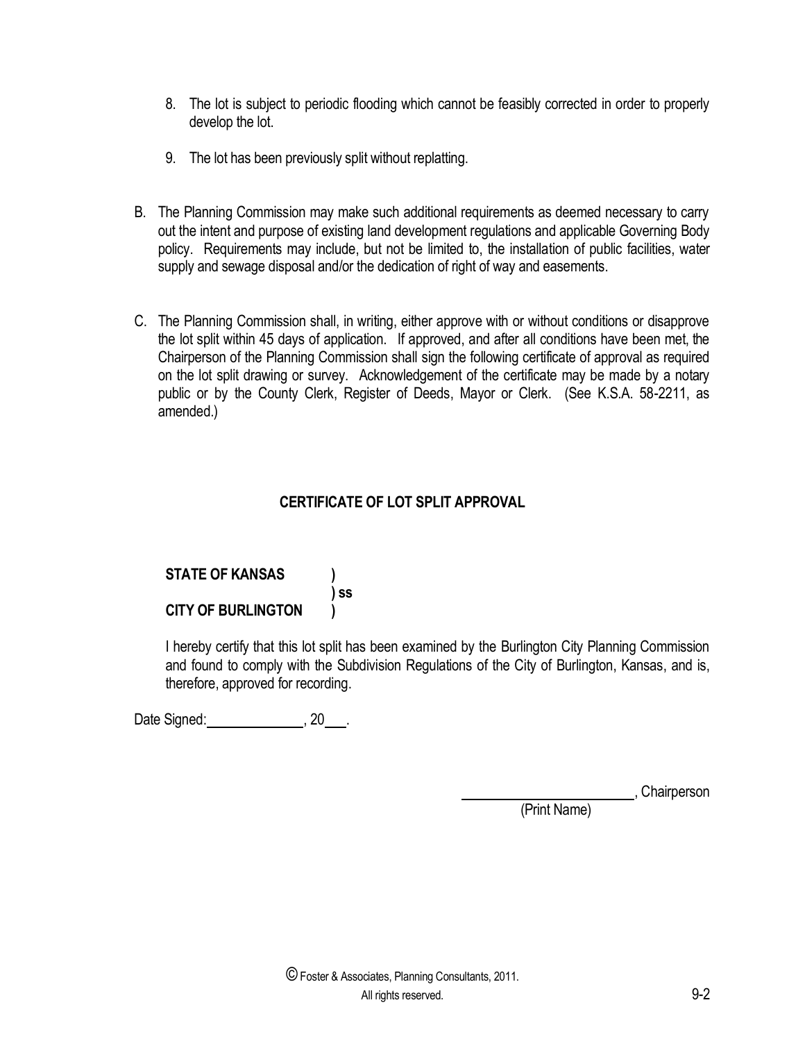8. The lot is subject to periodic flooding which cannot be feasibly corrected in order to properly develop the lot.

9. The lot has been previously split without replatting.

B. The Planning Commission may make such additional requirements as deemed necessary to carry out the intent and purpose of existing land development regulations and applicable Governing Body policy. Requirements may include, but not be limited to, the installation of public facilities, water supply and sewage disposal and/or the dedication of right of way and easements.

C. The Planning Commission shall, in writing, either approve with or without conditions or disapprove the lot split within 45 days of application. If approved, and after all conditions have been met, the Chairperson of the Planning Commission shall sign the following certificate of approval as required on the lot split drawing or survey. Acknowledgement of the certificate may be made by a notary public or by the County Clerk, Register of Deeds, Mayor or Clerk. (See K.S.A. 58-2211, as amended.)

### CERTIFICATE OF LOT SPLIT APPROVAL

**STATE OF KANSAS )**
**) ss**
**CITY OF BURLINGTON )**

I hereby certify that this lot split has been examined by the Burlington City Planning Commission and found to comply with the Subdivision Regulations of the City of Burlington, Kansas, and is, therefore, approved for recording.

Date Signed:______________, 20___.

_________________________, Chairperson
(Print Name)

© Foster & Associates, Planning Consultants, 2011.
All rights reserved.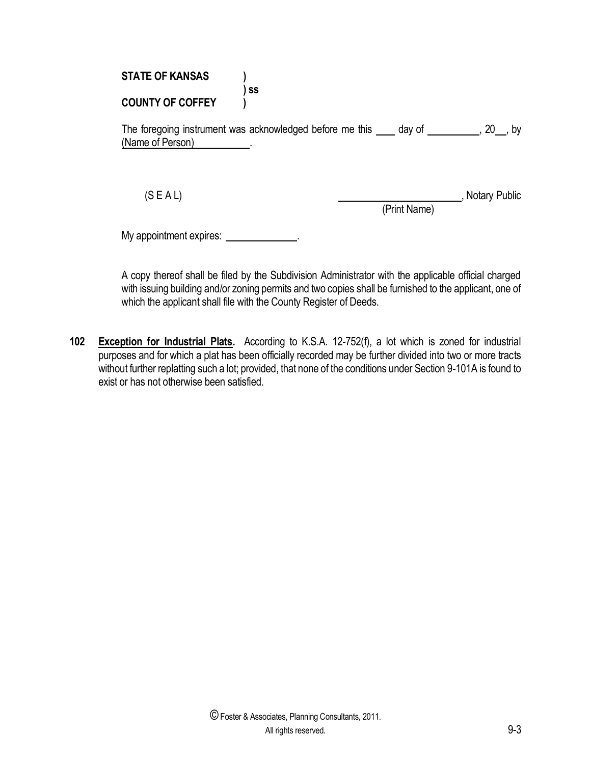**STATE OF KANSAS )**
**) ss**
**COUNTY OF COFFEY )**

The foregoing instrument was acknowledged before me this ____ day of __________, 20__, by (Name of Person)__________.

(S E A L) ________________________, Notary Public
(Print Name)

My appointment expires: ______________.

A copy thereof shall be filed by the Subdivision Administrator with the applicable official charged with issuing building and/or zoning permits and two copies shall be furnished to the applicant, one of which the applicant shall file with the County Register of Deeds.

**102** **Exception for Industrial Plats.** According to K.S.A. 12-752(f), a lot which is zoned for industrial purposes and for which a plat has been officially recorded may be further divided into two or more tracts without further replatting such a lot; provided, that none of the conditions under Section 9-101A is found to exist or has not otherwise been satisfied.

© Foster & Associates, Planning Consultants, 2011.
All rights reserved.